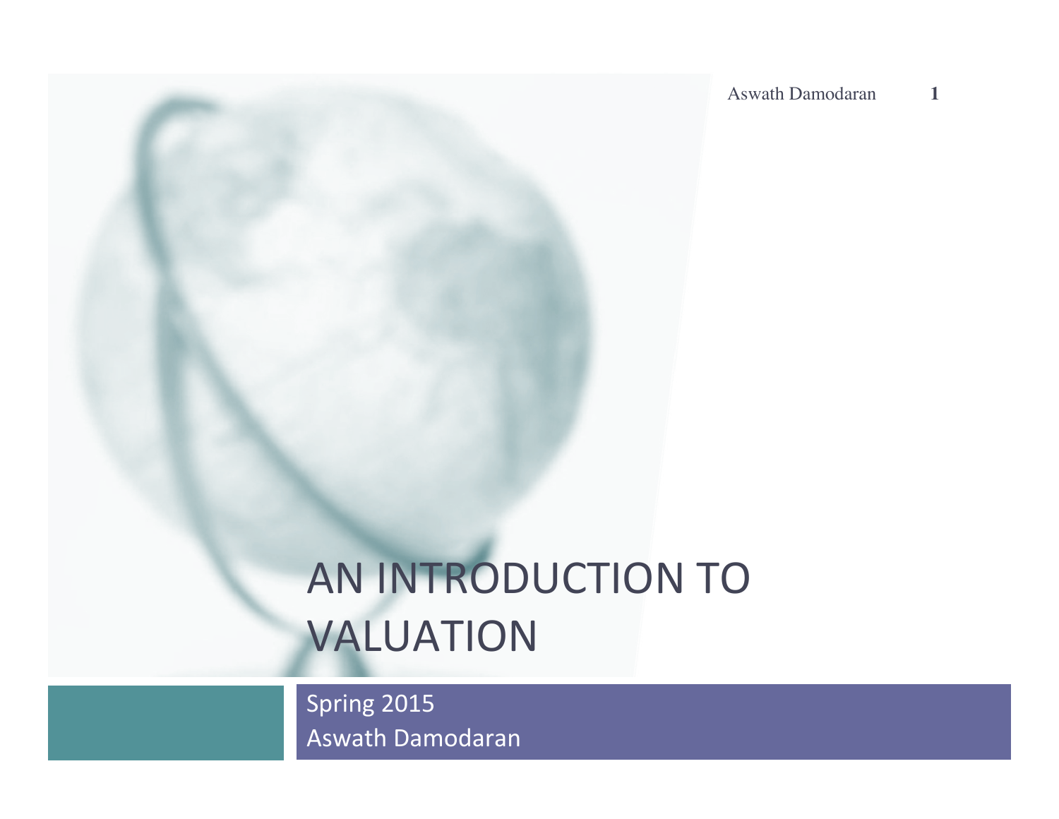# AN INTRODUCTION TO VALUATION

Spring 2015
Aswath Damodaran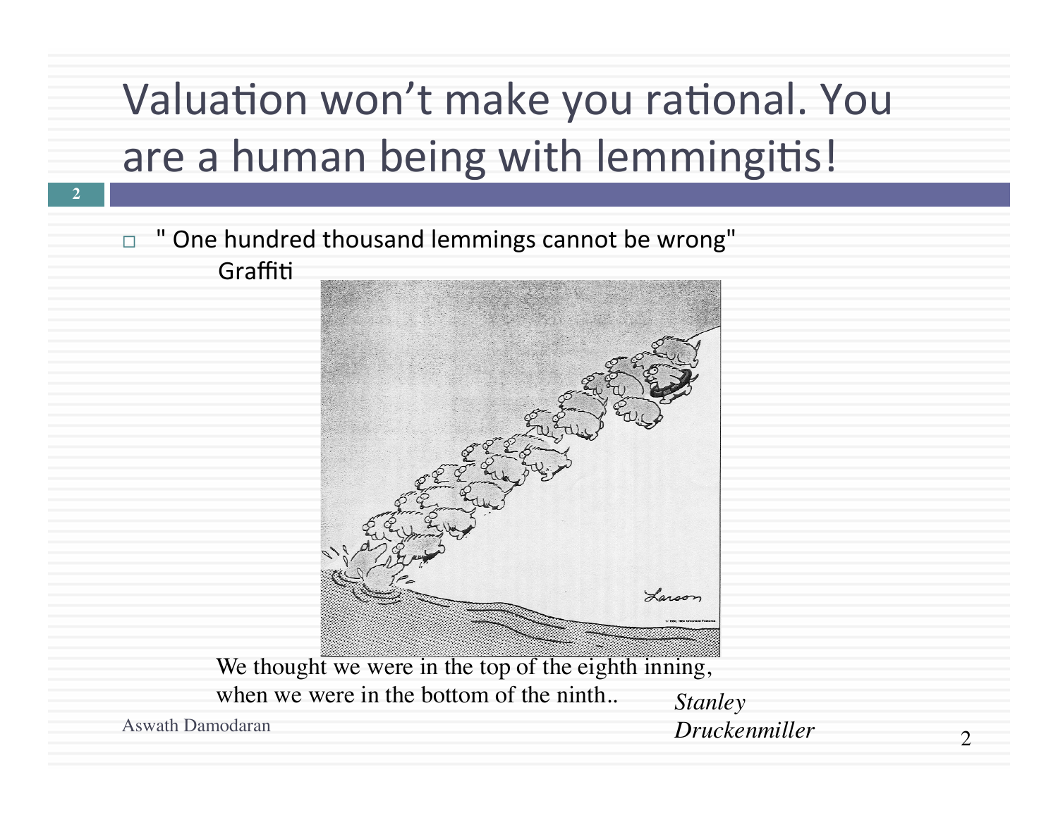# Valuation won't make you rational. You are a human being with lemmingitis!

- " One hundred thousand lemmings cannot be wrong"
  Graffiti

We thought we were in the top of the eighth inning, when we were in the bottom of the ninth.. *Stanley Druckenmiller*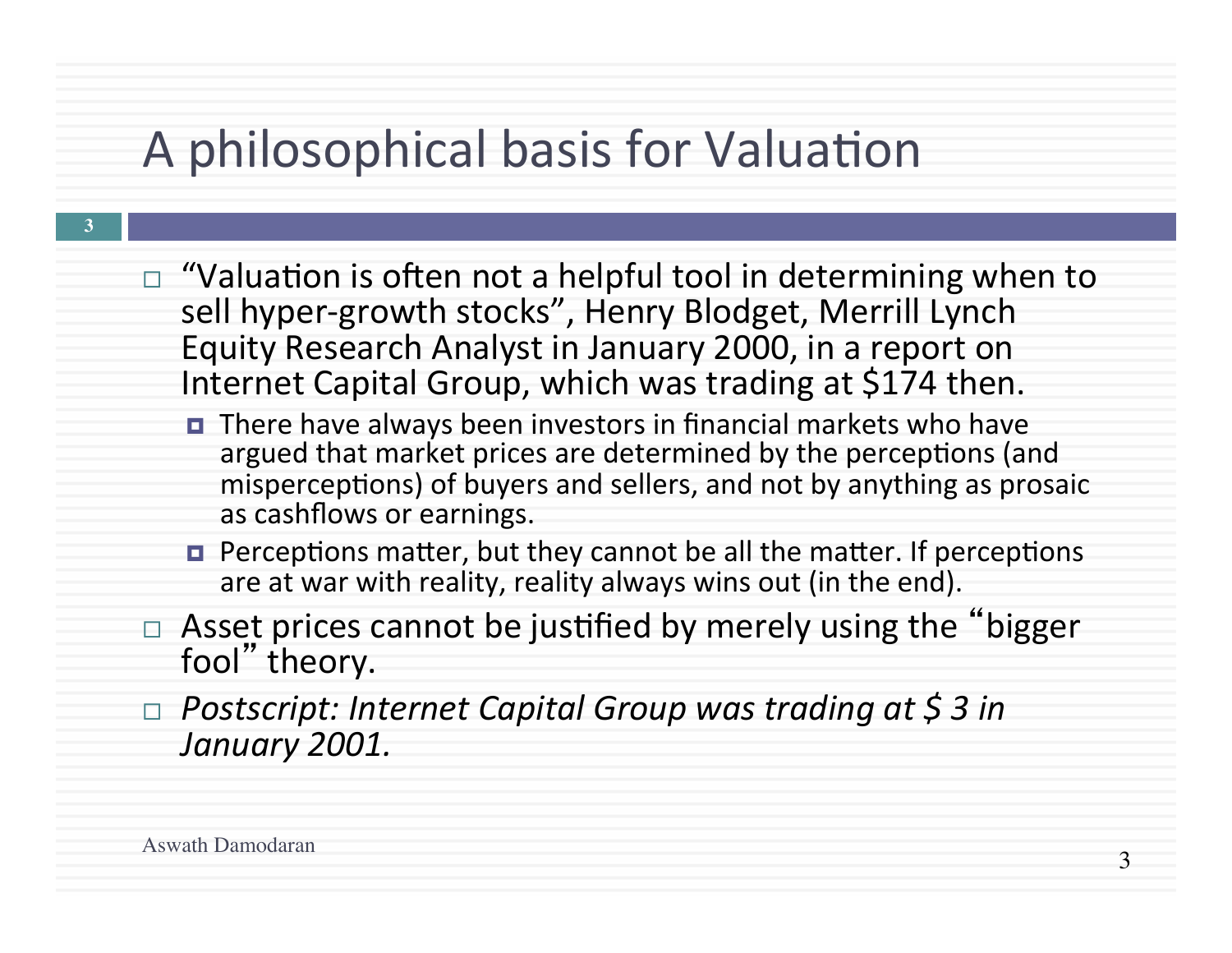# A philosophical basis for Valuation

- "Valuation is often not a helpful tool in determining when to sell hyper-growth stocks", Henry Blodget, Merrill Lynch Equity Research Analyst in January 2000, in a report on Internet Capital Group, which was trading at $174 then.
  - There have always been investors in financial markets who have argued that market prices are determined by the perceptions (and misperceptions) of buyers and sellers, and not by anything as prosaic as cashflows or earnings.
  - Perceptions matter, but they cannot be all the matter. If perceptions are at war with reality, reality always wins out (in the end).
- Asset prices cannot be justified by merely using the "bigger fool" theory.
- *Postscript: Internet Capital Group was trading at $ 3 in January 2001.*

Aswath Damodaran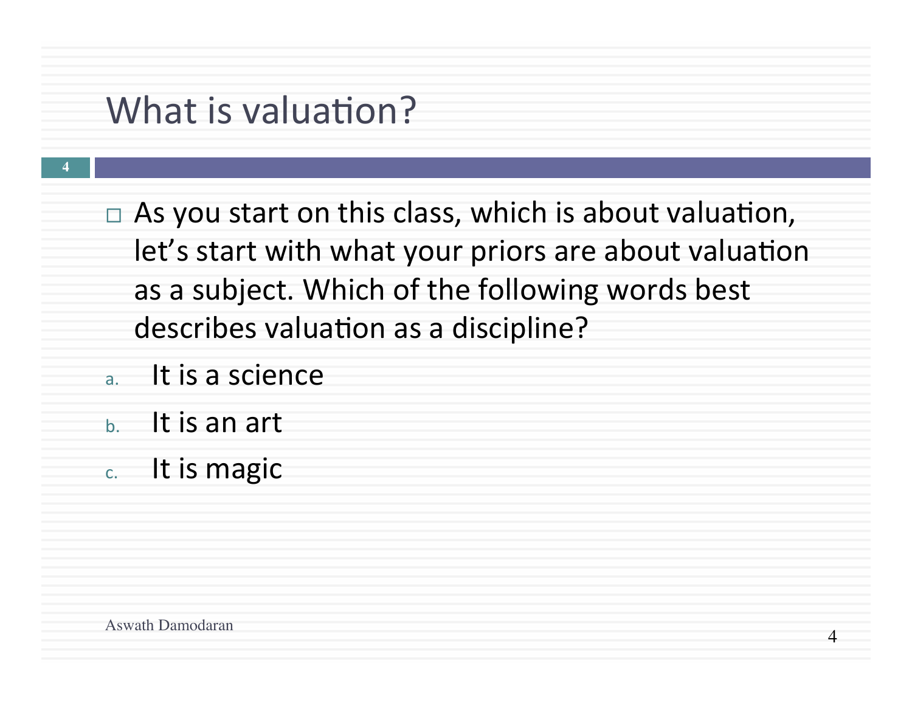# What is valuation?

- As you start on this class, which is about valuation, let's start with what your priors are about valuation as a subject. Which of the following words best describes valuation as a discipline?

a. It is a science
b. It is an art
c. It is magic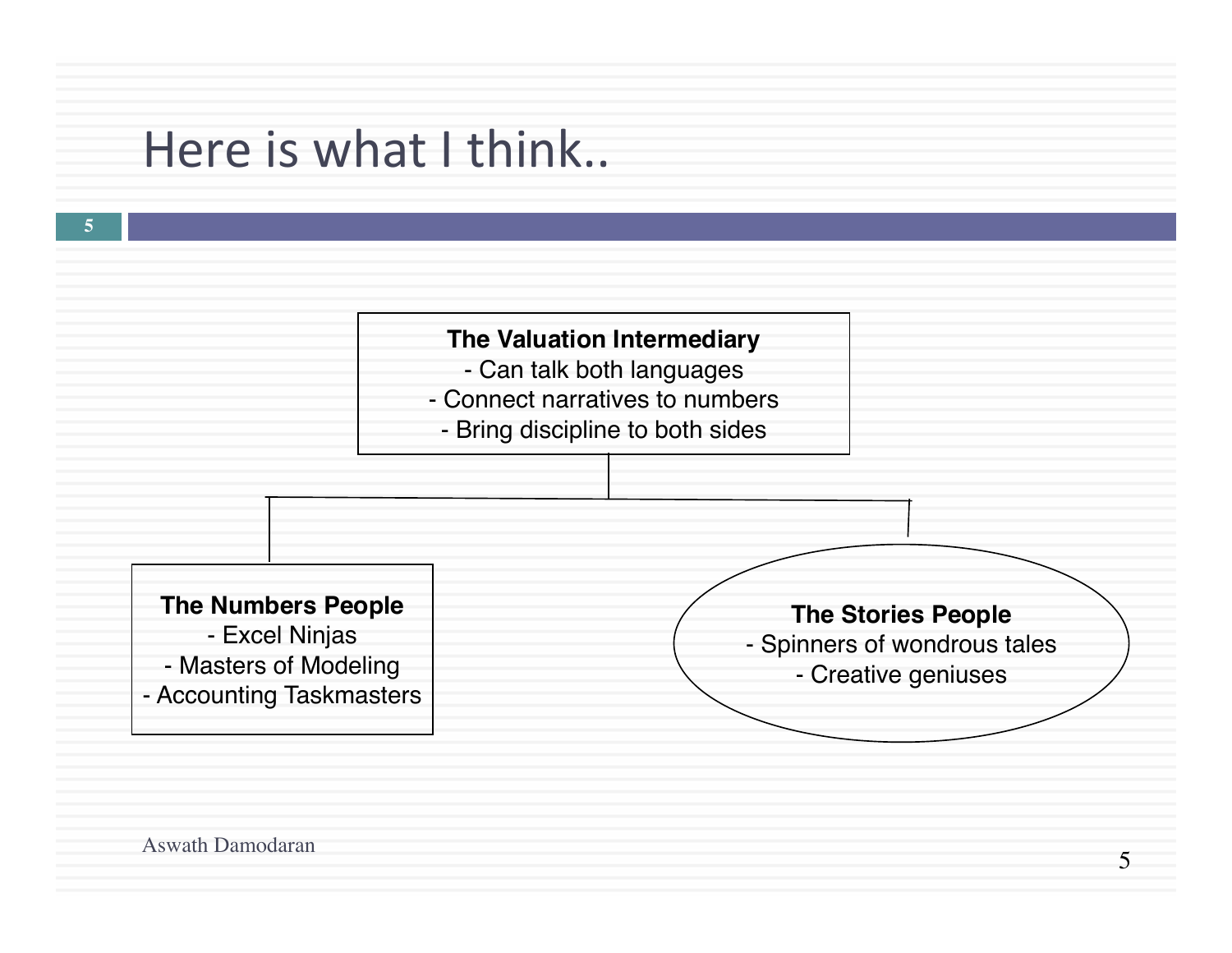# Here is what I think..

**The Valuation Intermediary**
- Can talk both languages
- Connect narratives to numbers
- Bring discipline to both sides

**The Numbers People**
- Excel Ninjas
- Masters of Modeling
- Accounting Taskmasters

**The Stories People**
- Spinners of wondrous tales
- Creative geniuses

Aswath Damodaran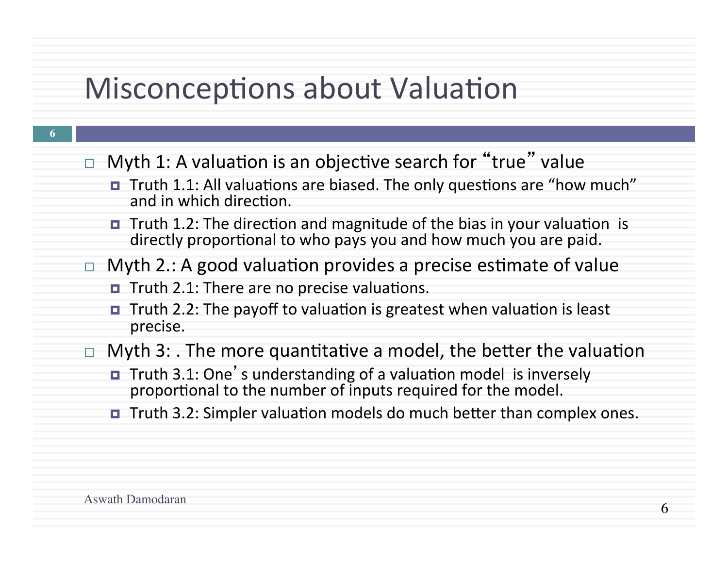# Misconceptions about Valuation

- Myth 1: A valuation is an objective search for "true" value
  - Truth 1.1: All valuations are biased. The only questions are "how much" and in which direction.
  - Truth 1.2: The direction and magnitude of the bias in your valuation is directly proportional to who pays you and how much you are paid.
- Myth 2.: A good valuation provides a precise estimate of value
  - Truth 2.1: There are no precise valuations.
  - Truth 2.2: The payoff to valuation is greatest when valuation is least precise.
- Myth 3: . The more quantitative a model, the better the valuation
  - Truth 3.1: One's understanding of a valuation model is inversely proportional to the number of inputs required for the model.
  - Truth 3.2: Simpler valuation models do much better than complex ones.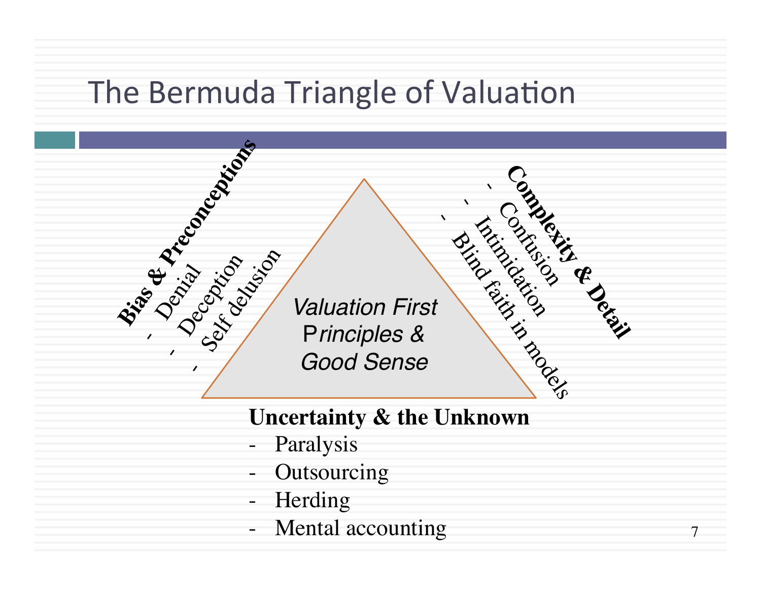# The Bermuda Triangle of Valuation

*Valuation First Principles & Good Sense*

**Bias & Preconceptions**
- Denial
- Deception
- Self delusion

**Complexity & Detail**
- Confusion
- Intimidation
- Blind faith in models

**Uncertainty & the Unknown**
- Paralysis
- Outsourcing
- Herding
- Mental accounting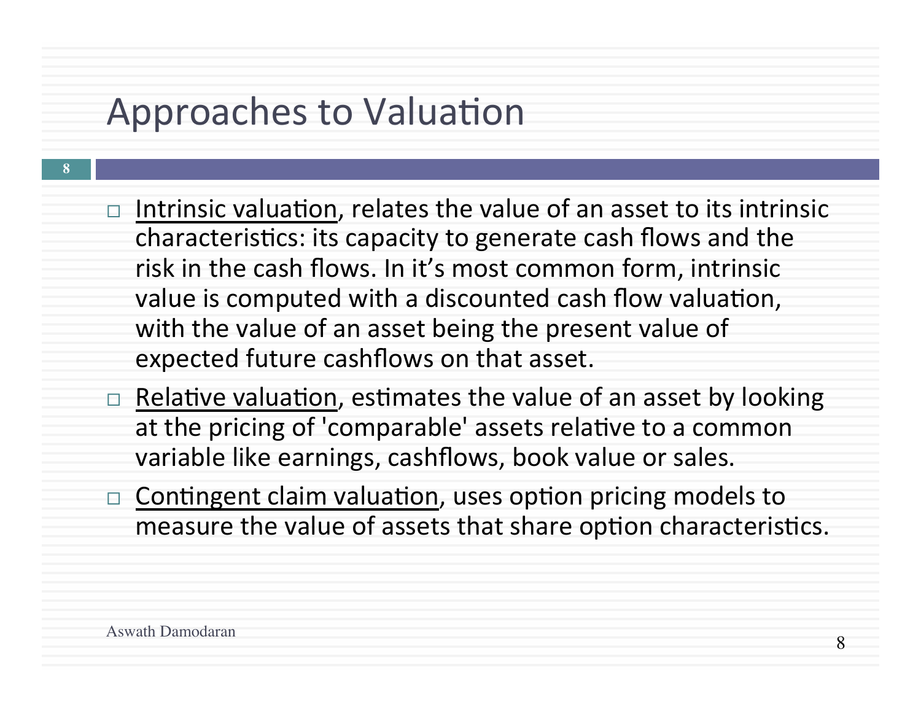# Approaches to Valuation

- <u>Intrinsic valuation</u>, relates the value of an asset to its intrinsic characteristics: its capacity to generate cash flows and the risk in the cash flows. In it's most common form, intrinsic value is computed with a discounted cash flow valuation, with the value of an asset being the present value of expected future cashflows on that asset.
- <u>Relative valuation</u>, estimates the value of an asset by looking at the pricing of 'comparable' assets relative to a common variable like earnings, cashflows, book value or sales.
- <u>Contingent claim valuation</u>, uses option pricing models to measure the value of assets that share option characteristics.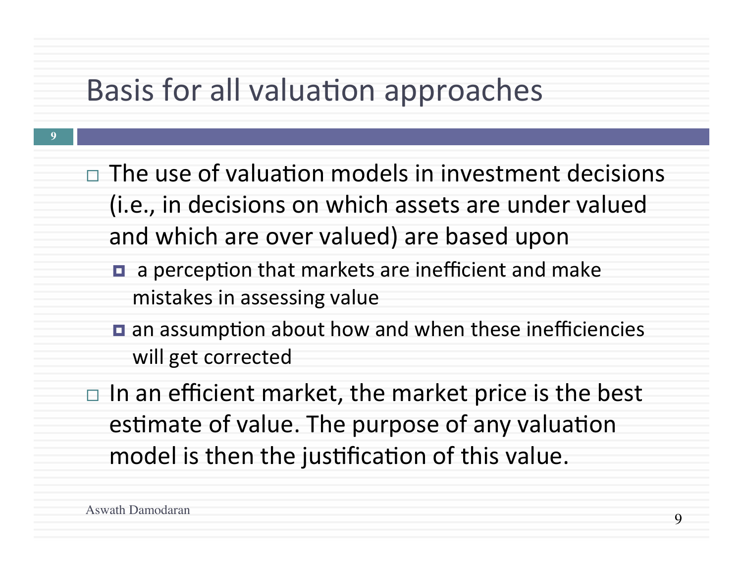# Basis for all valuation approaches

- The use of valuation models in investment decisions (i.e., in decisions on which assets are under valued and which are over valued) are based upon
  - a perception that markets are inefficient and make mistakes in assessing value
  - an assumption about how and when these inefficiencies will get corrected
- In an efficient market, the market price is the best estimate of value. The purpose of any valuation model is then the justification of this value.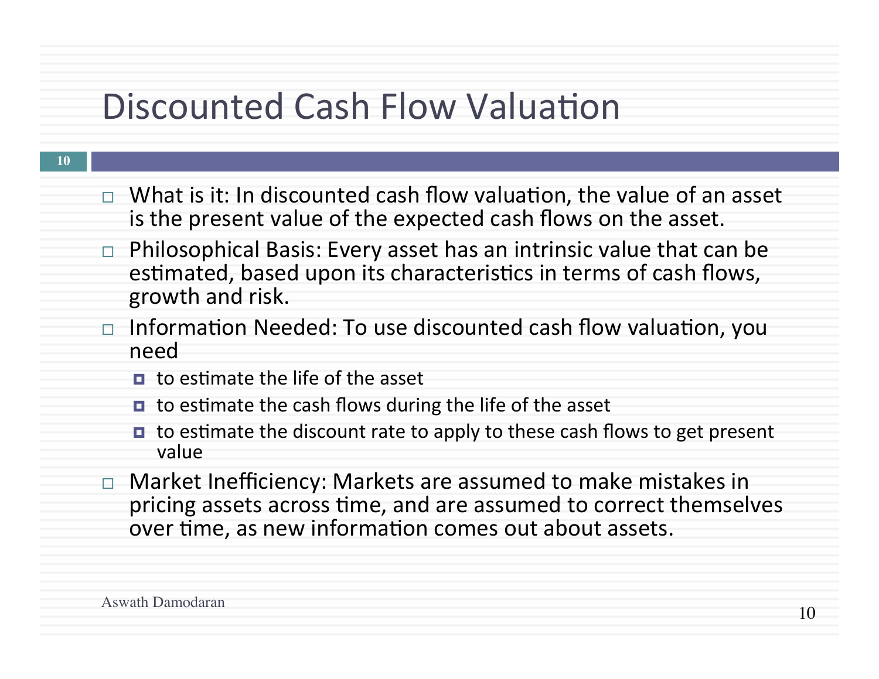# Discounted Cash Flow Valuation

- What is it: In discounted cash flow valuation, the value of an asset is the present value of the expected cash flows on the asset.
- Philosophical Basis: Every asset has an intrinsic value that can be estimated, based upon its characteristics in terms of cash flows, growth and risk.
- Information Needed: To use discounted cash flow valuation, you need
  - to estimate the life of the asset
  - to estimate the cash flows during the life of the asset
  - to estimate the discount rate to apply to these cash flows to get present value
- Market Inefficiency: Markets are assumed to make mistakes in pricing assets across time, and are assumed to correct themselves over time, as new information comes out about assets.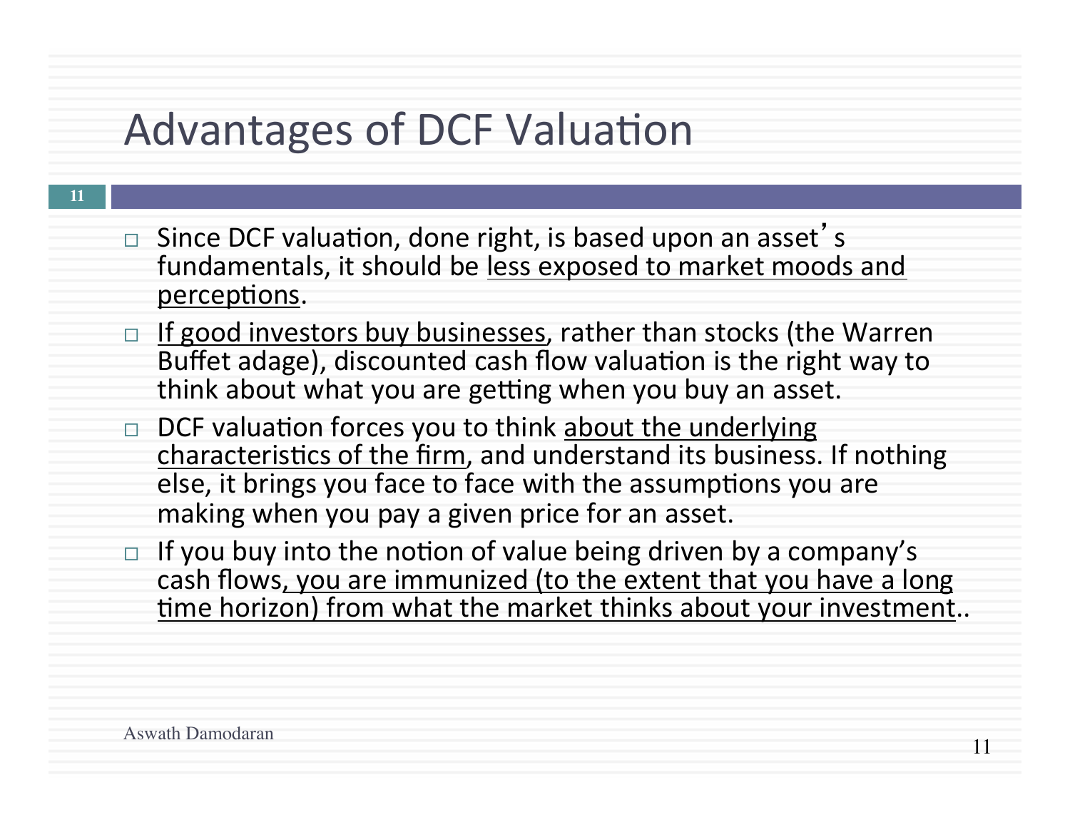# Advantages of DCF Valuation

- Since DCF valuation, done right, is based upon an asset's fundamentals, it should be <u>less exposed to market moods and perceptions</u>.
- <u>If good investors buy businesses</u>, rather than stocks (the Warren Buffet adage), discounted cash flow valuation is the right way to think about what you are getting when you buy an asset.
- DCF valuation forces you to think <u>about the underlying characteristics of the firm</u>, and understand its business. If nothing else, it brings you face to face with the assumptions you are making when you pay a given price for an asset.
- If you buy into the notion of value being driven by a company's cash flows<u>, you are immunized (to the extent that you have a long time horizon) from what the market thinks about your investment</u>..

Aswath Damodaran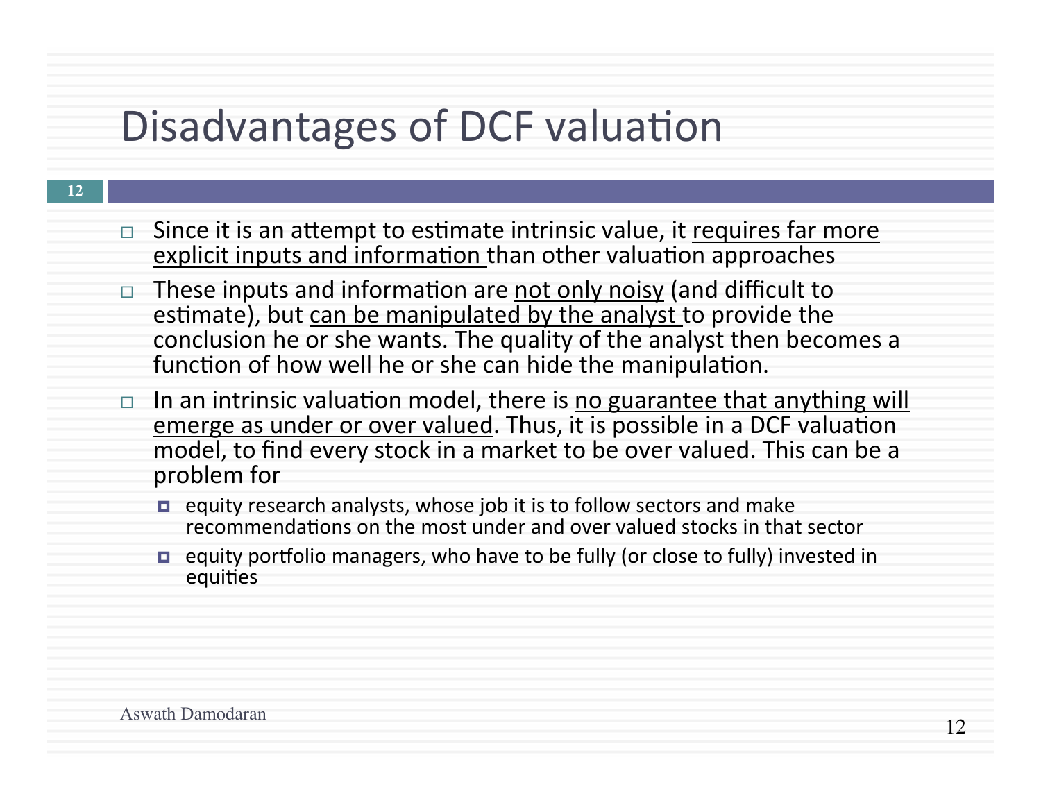# Disadvantages of DCF valuation

- Since it is an attempt to estimate intrinsic value, it <u>requires far more explicit inputs and information</u> than other valuation approaches
- These inputs and information are <u>not only noisy</u> (and difficult to estimate), but <u>can be manipulated by the analyst</u> to provide the conclusion he or she wants. The quality of the analyst then becomes a function of how well he or she can hide the manipulation.
- In an intrinsic valuation model, there is <u>no guarantee that anything will emerge as under or over valued</u>. Thus, it is possible in a DCF valuation model, to find every stock in a market to be over valued. This can be a problem for
  - equity research analysts, whose job it is to follow sectors and make recommendations on the most under and over valued stocks in that sector
  - equity portfolio managers, who have to be fully (or close to fully) invested in equities

Aswath Damodaran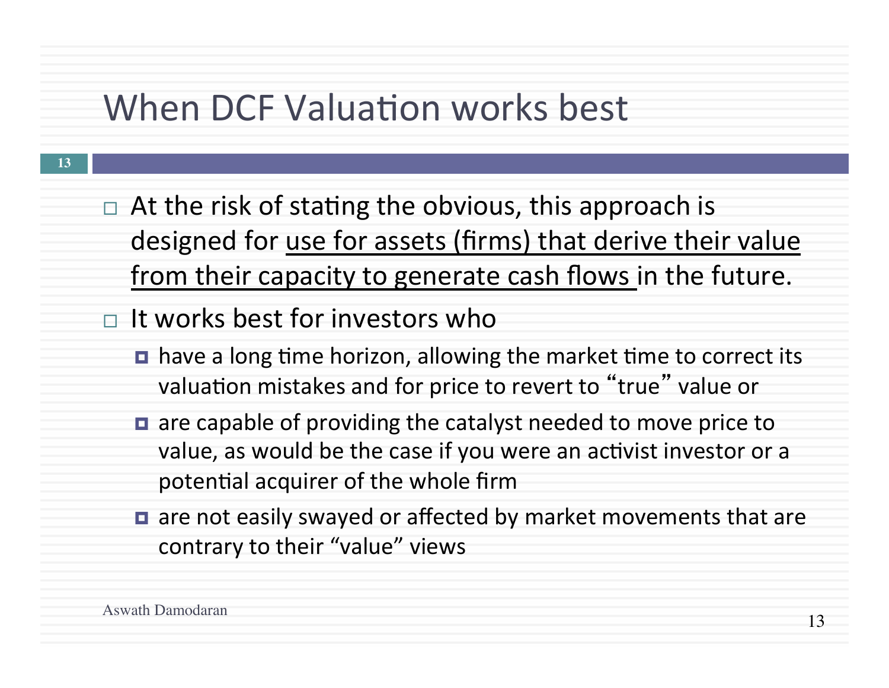# When DCF Valuation works best

- At the risk of stating the obvious, this approach is designed for <u>use for assets (firms) that derive their value from their capacity to generate cash flows</u> in the future.
- It works best for investors who
  - have a long time horizon, allowing the market time to correct its valuation mistakes and for price to revert to "true" value or
  - are capable of providing the catalyst needed to move price to value, as would be the case if you were an activist investor or a potential acquirer of the whole firm
  - are not easily swayed or affected by market movements that are contrary to their "value" views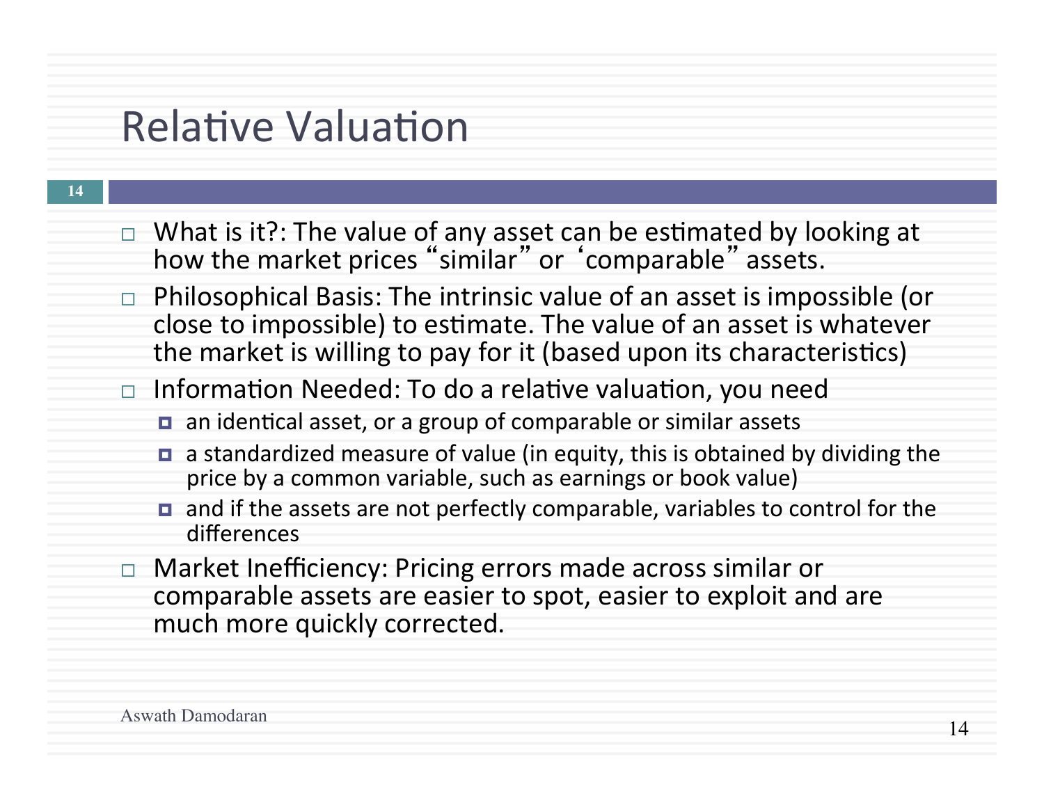# Relative Valuation

- What is it?: The value of any asset can be estimated by looking at how the market prices "similar" or 'comparable" assets.
- Philosophical Basis: The intrinsic value of an asset is impossible (or close to impossible) to estimate. The value of an asset is whatever the market is willing to pay for it (based upon its characteristics)
- Information Needed: To do a relative valuation, you need
  - an identical asset, or a group of comparable or similar assets
  - a standardized measure of value (in equity, this is obtained by dividing the price by a common variable, such as earnings or book value)
  - and if the assets are not perfectly comparable, variables to control for the differences
- Market Inefficiency: Pricing errors made across similar or comparable assets are easier to spot, easier to exploit and are much more quickly corrected.

Aswath Damodaran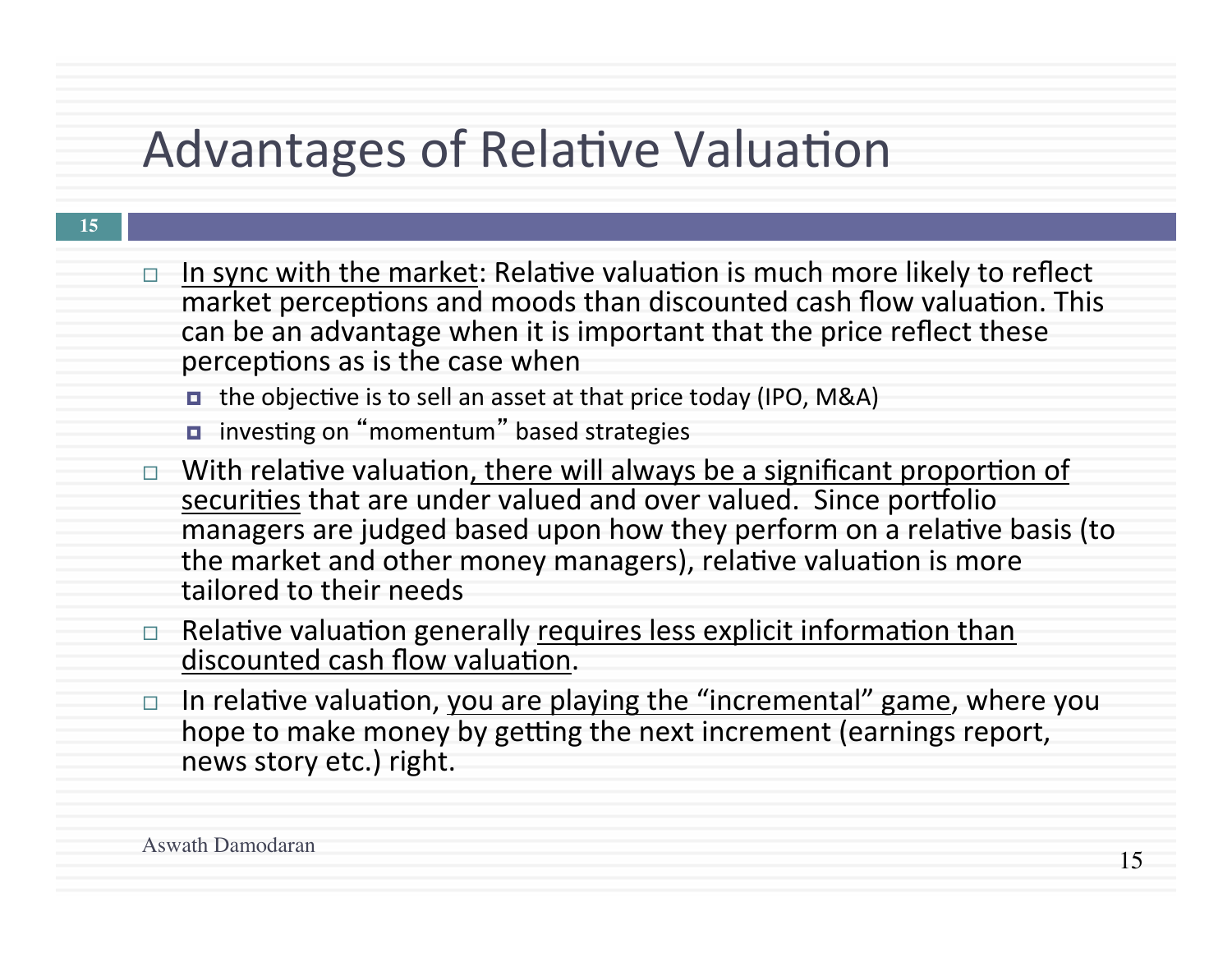# Advantages of Relative Valuation

- In sync with the market: Relative valuation is much more likely to reflect market perceptions and moods than discounted cash flow valuation. This can be an advantage when it is important that the price reflect these perceptions as is the case when
  - the objective is to sell an asset at that price today (IPO, M&A)
  - investing on "momentum" based strategies
- With relative valuation, there will always be a significant proportion of securities that are under valued and over valued. Since portfolio managers are judged based upon how they perform on a relative basis (to the market and other money managers), relative valuation is more tailored to their needs
- Relative valuation generally requires less explicit information than discounted cash flow valuation.
- In relative valuation, you are playing the "incremental" game, where you hope to make money by getting the next increment (earnings report, news story etc.) right.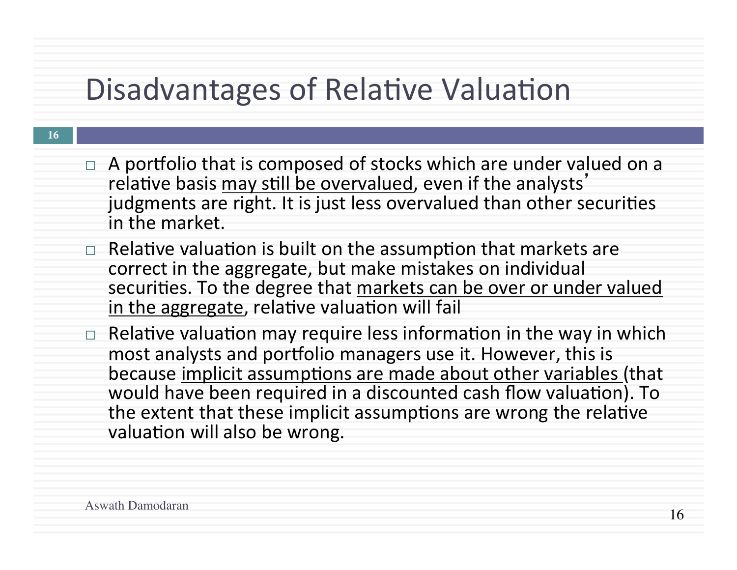# Disadvantages of Relative Valuation

- A portfolio that is composed of stocks which are under valued on a relative basis <u>may still be overvalued</u>, even if the analysts' judgments are right. It is just less overvalued than other securities in the market.
- Relative valuation is built on the assumption that markets are correct in the aggregate, but make mistakes on individual securities. To the degree that <u>markets can be over or under valued in the aggregate</u>, relative valuation will fail
- Relative valuation may require less information in the way in which most analysts and portfolio managers use it. However, this is because <u>implicit assumptions are made about other variables</u> (that would have been required in a discounted cash flow valuation). To the extent that these implicit assumptions are wrong the relative valuation will also be wrong.

Aswath Damodaran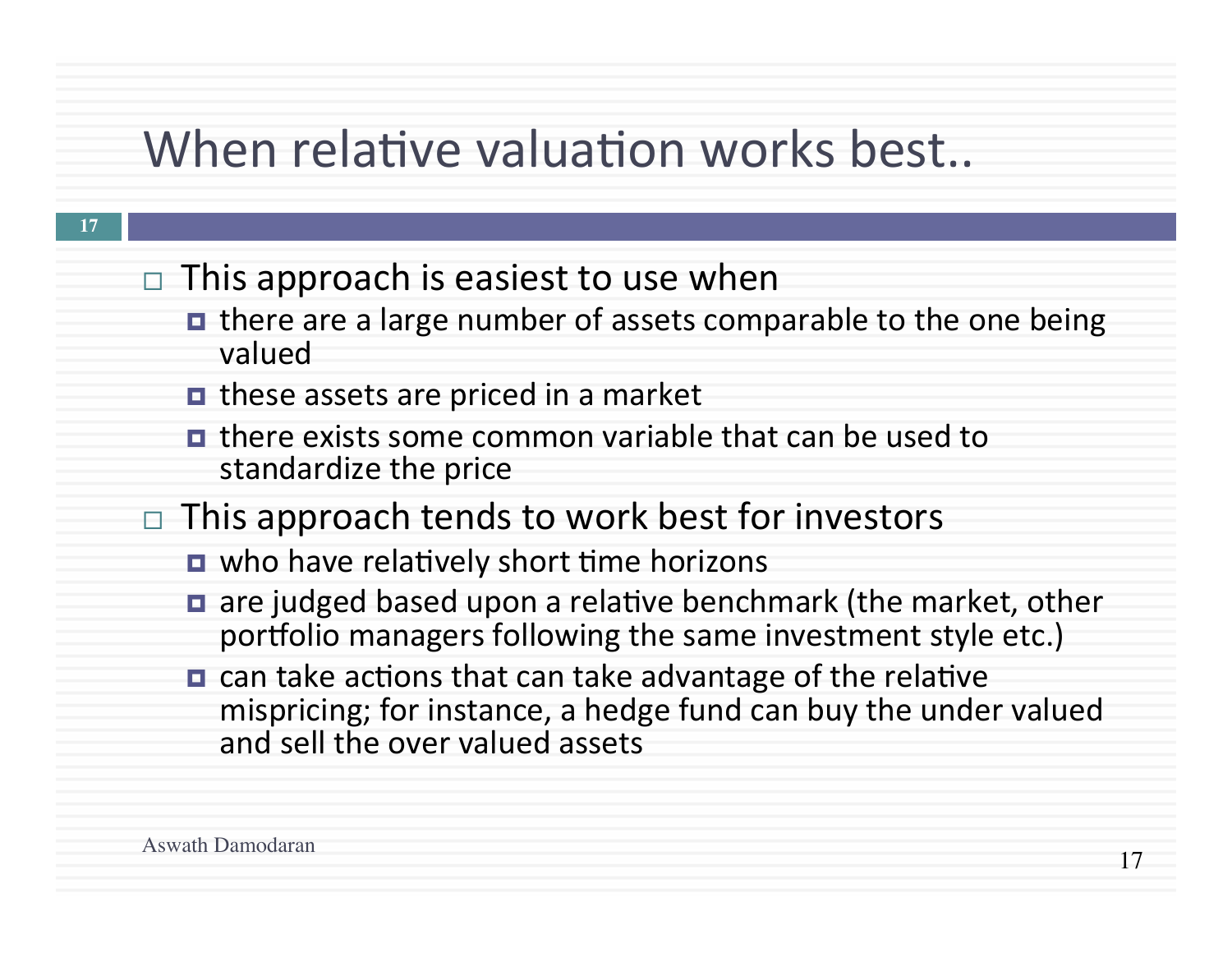# When relative valuation works best..

- This approach is easiest to use when
  - there are a large number of assets comparable to the one being valued
  - these assets are priced in a market
  - there exists some common variable that can be used to standardize the price
- This approach tends to work best for investors
  - who have relatively short time horizons
  - are judged based upon a relative benchmark (the market, other portfolio managers following the same investment style etc.)
  - can take actions that can take advantage of the relative mispricing; for instance, a hedge fund can buy the under valued and sell the over valued assets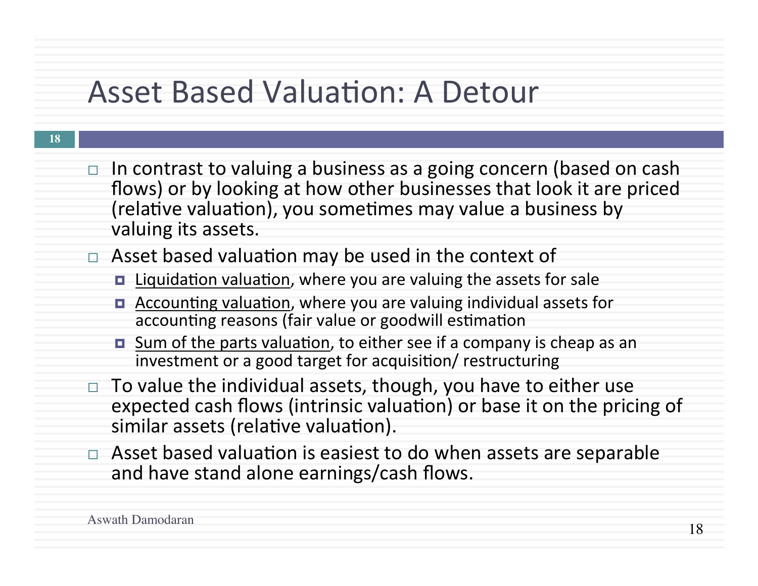# Asset Based Valuation: A Detour

- In contrast to valuing a business as a going concern (based on cash flows) or by looking at how other businesses that look it are priced (relative valuation), you sometimes may value a business by valuing its assets.
- Asset based valuation may be used in the context of
  - <u>Liquidation valuation</u>, where you are valuing the assets for sale
  - <u>Accounting valuation</u>, where you are valuing individual assets for accounting reasons (fair value or goodwill estimation
  - <u>Sum of the parts valuation</u>, to either see if a company is cheap as an investment or a good target for acquisition/ restructuring
- To value the individual assets, though, you have to either use expected cash flows (intrinsic valuation) or base it on the pricing of similar assets (relative valuation).
- Asset based valuation is easiest to do when assets are separable and have stand alone earnings/cash flows.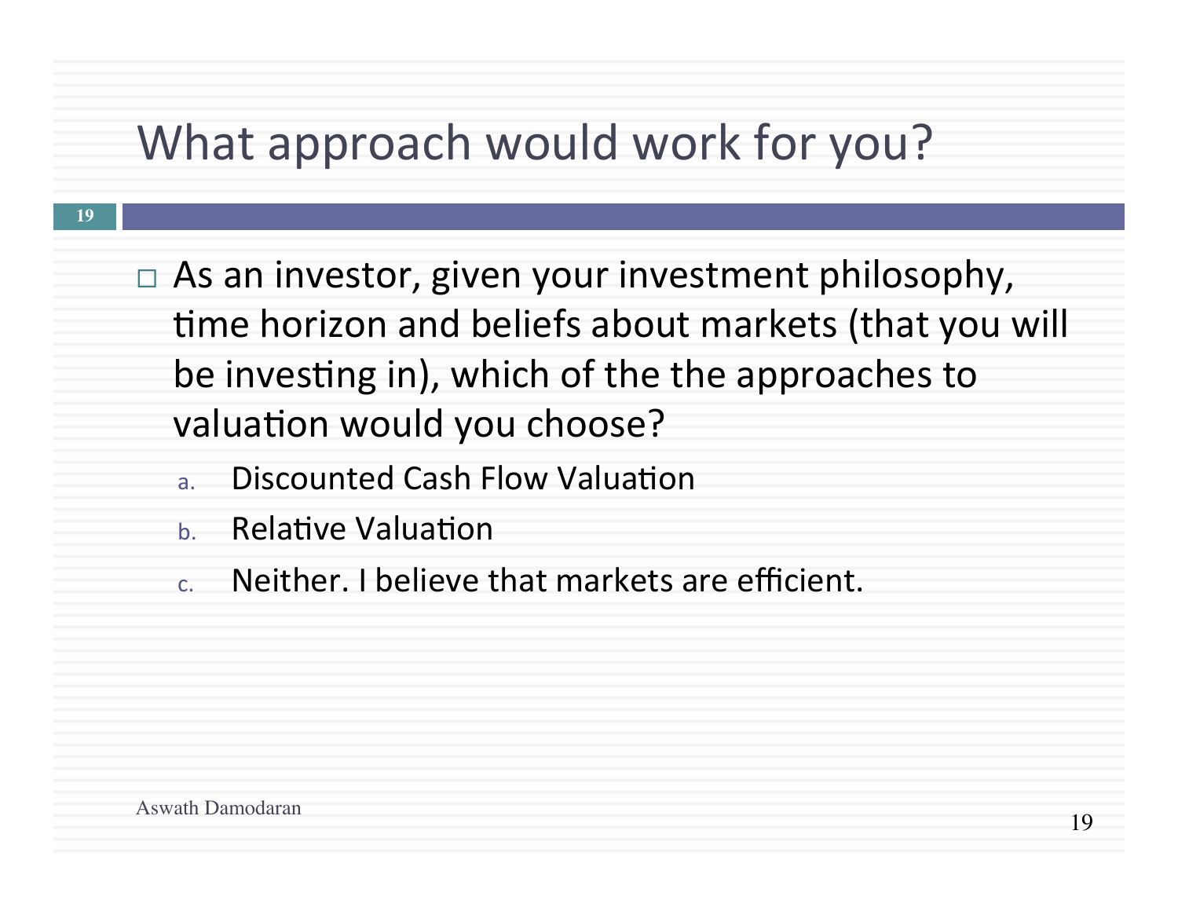# What approach would work for you?

- As an investor, given your investment philosophy, time horizon and beliefs about markets (that you will be investing in), which of the the approaches to valuation would you choose?
  a. Discounted Cash Flow Valuation
  b. Relative Valuation
  c. Neither. I believe that markets are efficient.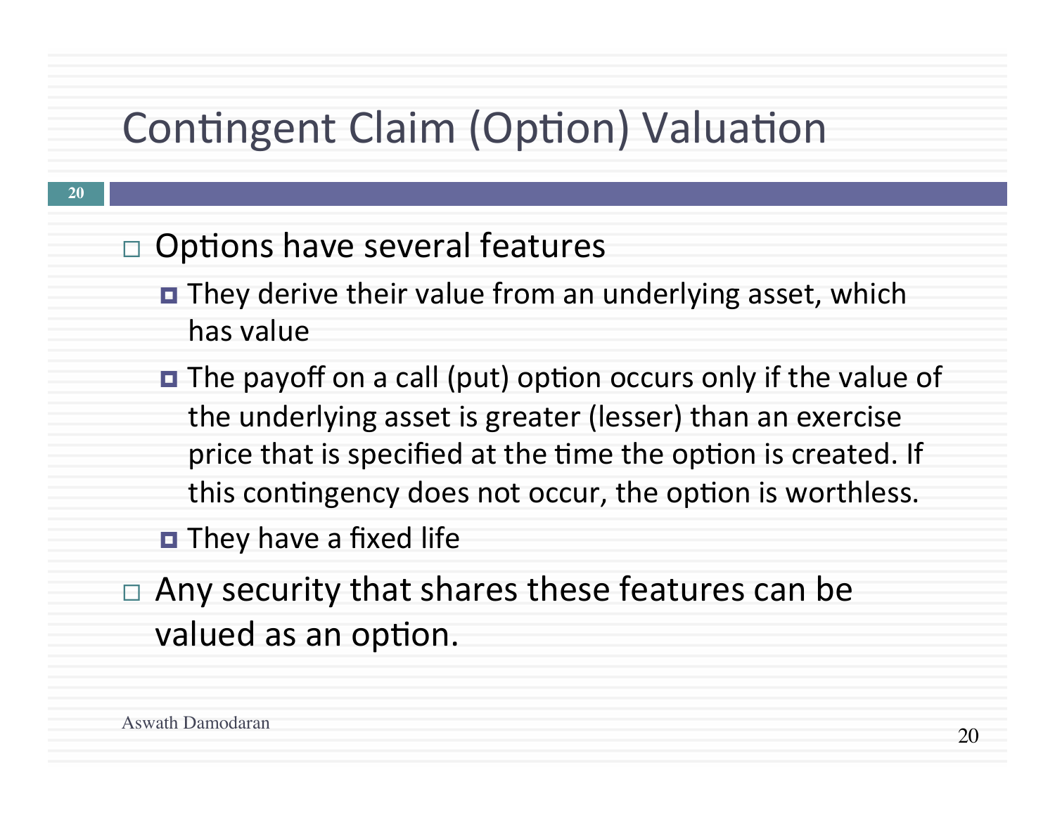# Contingent Claim (Option) Valuation

- Options have several features
  - They derive their value from an underlying asset, which has value
  - The payoff on a call (put) option occurs only if the value of the underlying asset is greater (lesser) than an exercise price that is specified at the time the option is created. If this contingency does not occur, the option is worthless.
  - They have a fixed life
- Any security that shares these features can be valued as an option.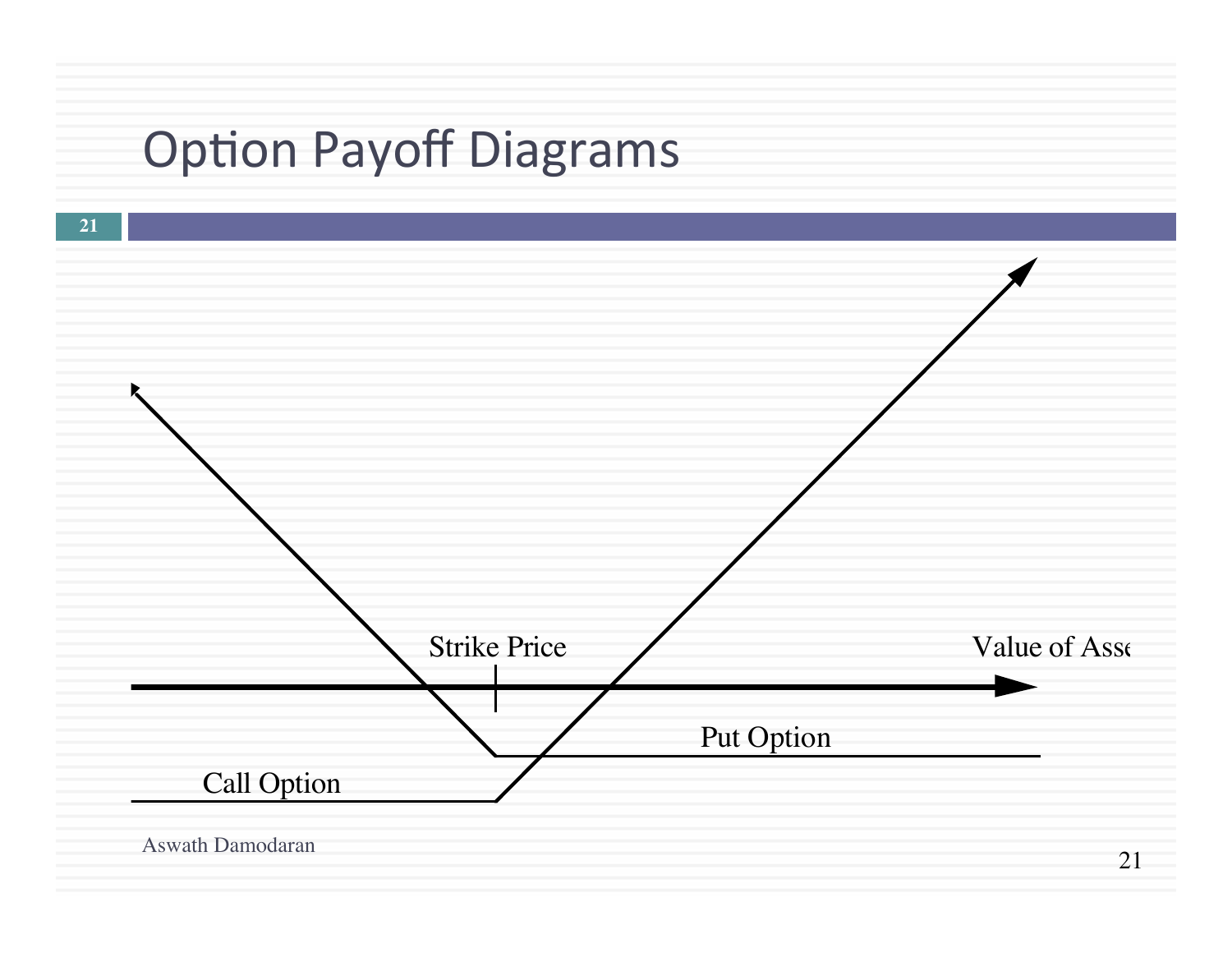# Option Payoff Diagrams

Strike Price

Value of Asse

Put Option

Call Option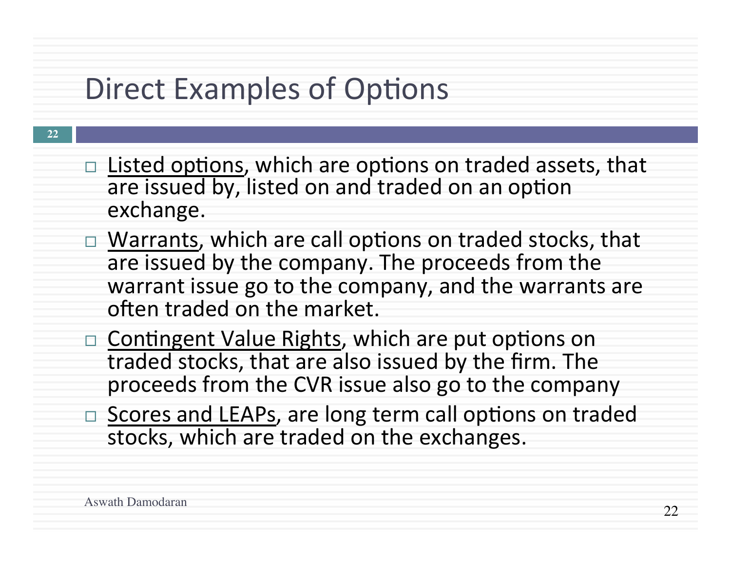# Direct Examples of Options

- <u>Listed options</u>, which are options on traded assets, that are issued by, listed on and traded on an option exchange.
- <u>Warrants</u>, which are call options on traded stocks, that are issued by the company. The proceeds from the warrant issue go to the company, and the warrants are often traded on the market.
- <u>Contingent Value Rights</u>, which are put options on traded stocks, that are also issued by the firm. The proceeds from the CVR issue also go to the company
- <u>Scores and LEAPs</u>, are long term call options on traded stocks, which are traded on the exchanges.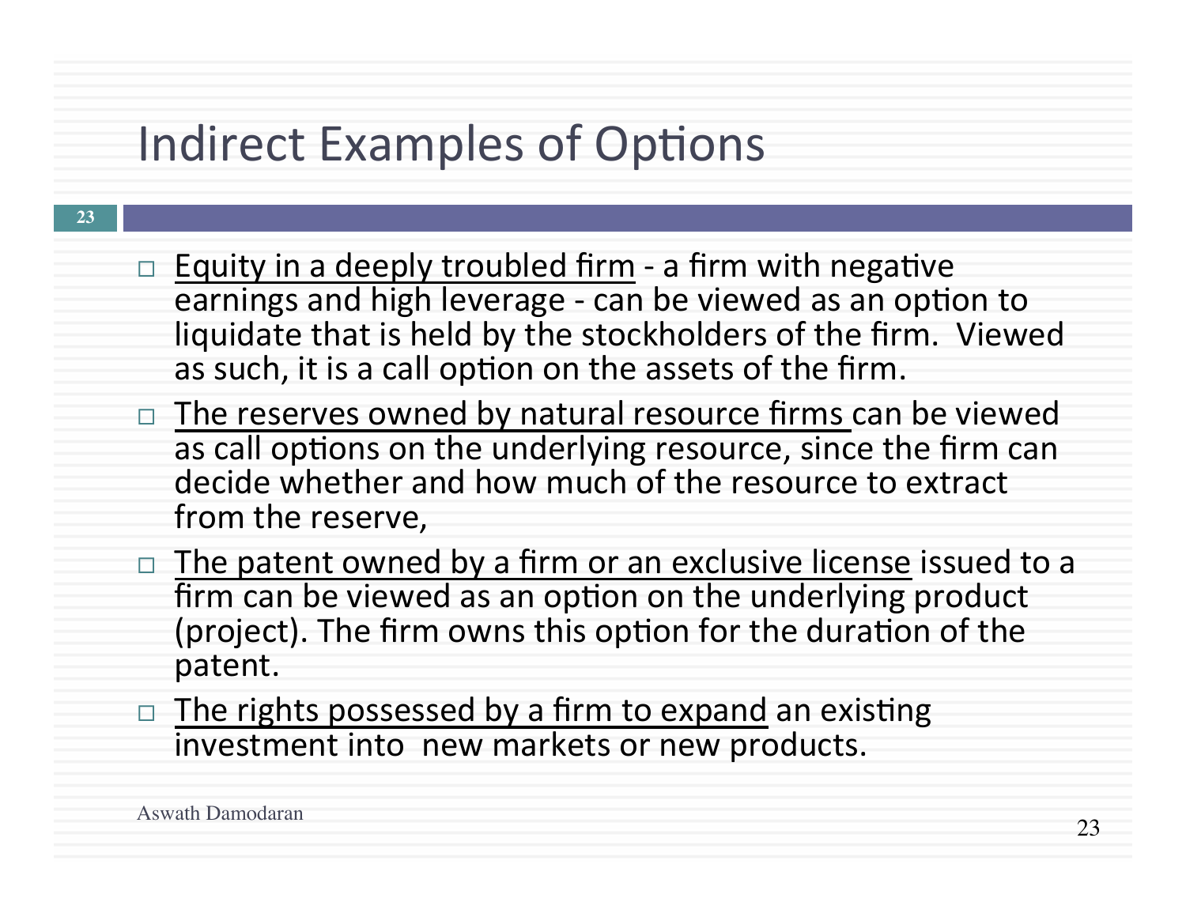# Indirect Examples of Options

- Equity in a deeply troubled firm - a firm with negative earnings and high leverage - can be viewed as an option to liquidate that is held by the stockholders of the firm. Viewed as such, it is a call option on the assets of the firm.
- The reserves owned by natural resource firms can be viewed as call options on the underlying resource, since the firm can decide whether and how much of the resource to extract from the reserve,
- The patent owned by a firm or an exclusive license issued to a firm can be viewed as an option on the underlying product (project). The firm owns this option for the duration of the patent.
- The rights possessed by a firm to expand an existing investment into new markets or new products.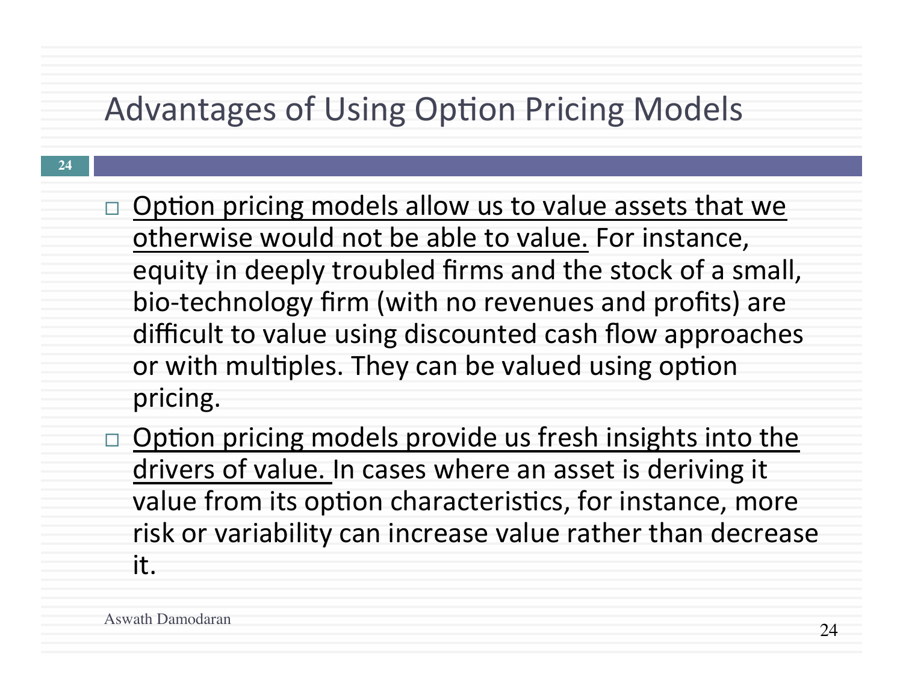# Advantages of Using Option Pricing Models

- <u>Option pricing models allow us to value assets that we otherwise would not be able to value.</u> For instance, equity in deeply troubled firms and the stock of a small, bio-technology firm (with no revenues and profits) are difficult to value using discounted cash flow approaches or with multiples. They can be valued using option pricing.
- <u>Option pricing models provide us fresh insights into the drivers of value.</u> In cases where an asset is deriving it value from its option characteristics, for instance, more risk or variability can increase value rather than decrease it.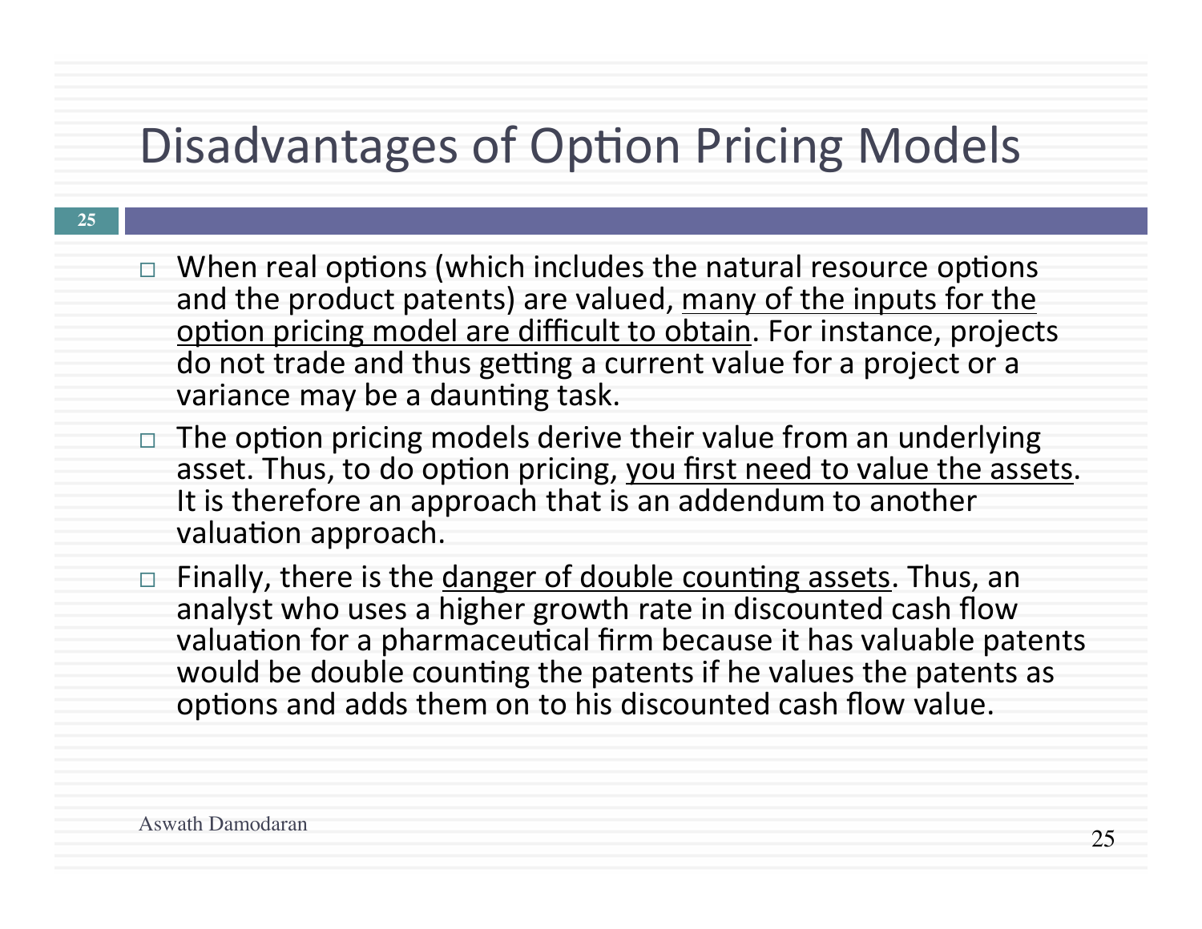# Disadvantages of Option Pricing Models

- When real options (which includes the natural resource options and the product patents) are valued, <u>many of the inputs for the option pricing model are difficult to obtain</u>. For instance, projects do not trade and thus getting a current value for a project or a variance may be a daunting task.
- The option pricing models derive their value from an underlying asset. Thus, to do option pricing, <u>you first need to value the assets</u>. It is therefore an approach that is an addendum to another valuation approach.
- Finally, there is the <u>danger of double counting assets</u>. Thus, an analyst who uses a higher growth rate in discounted cash flow valuation for a pharmaceutical firm because it has valuable patents would be double counting the patents if he values the patents as options and adds them on to his discounted cash flow value.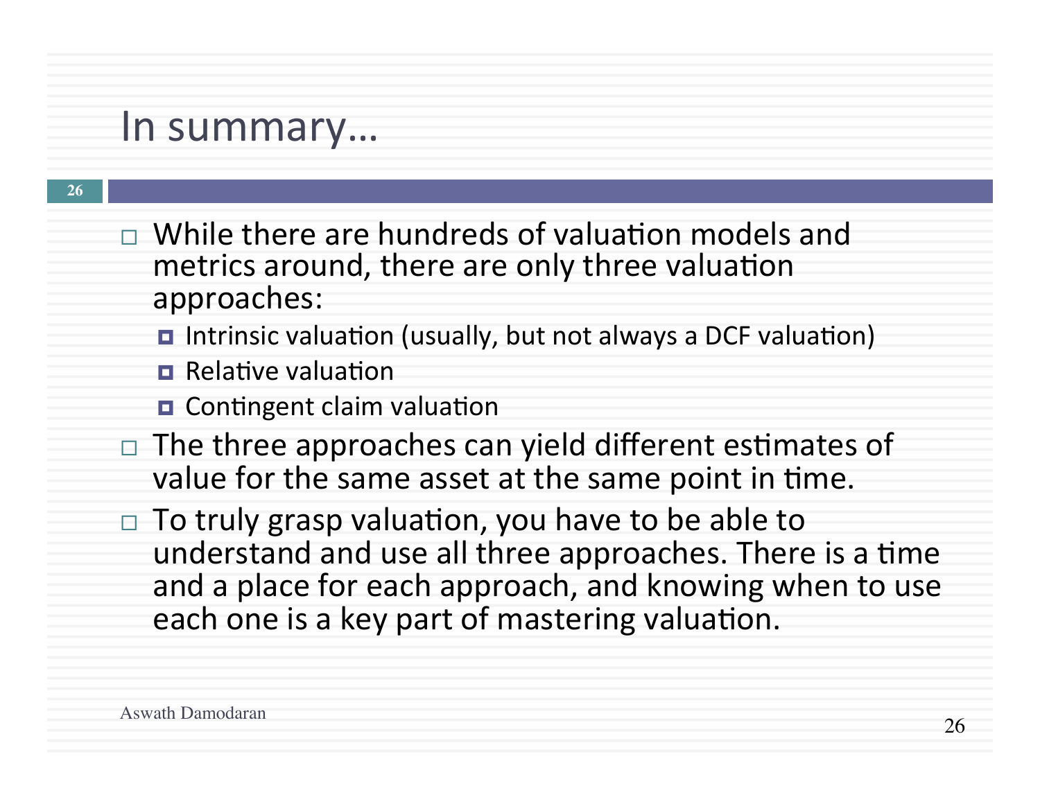# In summary…

- While there are hundreds of valuation models and metrics around, there are only three valuation approaches:
  - Intrinsic valuation (usually, but not always a DCF valuation)
  - Relative valuation
  - Contingent claim valuation
- The three approaches can yield different estimates of value for the same asset at the same point in time.
- To truly grasp valuation, you have to be able to understand and use all three approaches. There is a time and a place for each approach, and knowing when to use each one is a key part of mastering valuation.